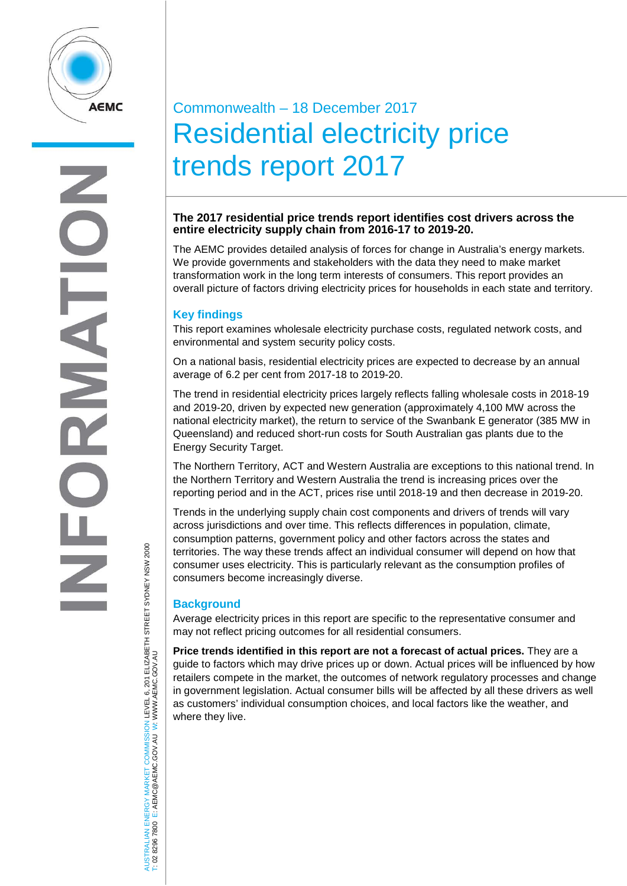Commonwealth – 18 December 2017

# Residential electricity price trends report 2017

**The 2017 residential price trends report identifies cost drivers across the entire electricity supply chain from 2016-17 to 2019-20.**

The AEMC provides detailed analysis of forces for change in Australia's energy markets. We provide governments and stakeholders with the data they need to make market transformation work in the long term interests of consumers. This report provides an overall picture of factors driving electricity prices for households in each state and territory.

## Key findings

This report examines wholesale electricity purchase costs, regulated network costs, and environmental and system security policy costs.

On a national basis, residential electricity prices are expected to decrease by an annual average of 6.2 per cent from 2017-18 to 2019-20.

The trend in residential electricity prices largely reflects falling wholesale costs in 2018-19 and 2019-20, driven by expected new generation (approximately 4,100 MW across the national electricity market), the return to service of the Swanbank E generator (385 MW in Queensland) and reduced short-run costs for South Australian gas plants due to the Energy Security Target.

The Northern Territory, ACT and Western Australia are exceptions to this national trend. In the Northern Territory and Western Australia the trend is increasing prices over the reporting period and in the ACT, prices rise until 2018-19 and then decrease in 2019-20.

Trends in the underlying supply chain cost components and drivers of trends will vary across jurisdictions and over time. This reflects differences in population, climate, consumption patterns, government policy and other factors across the states and territories. The way these trends affect an individual consumer will depend on how that consumer uses electricity. This is particularly relevant as the consumption profiles of consumers become increasingly diverse.

## Background

Average electricity prices in this report are specific to the representative consumer and may not reflect pricing outcomes for all residential consumers.

**Price trends identified in this report are not a forecast of actual prices.** They are a guide to factors which may drive prices up or down. Actual prices will be influenced by how retailers compete in the market, the outcomes of network regulatory processes and change in government legislation. Actual consumer bills will be affected by all these drivers as well as customers' individual consumption choices, and local factors like the weather, and where they live.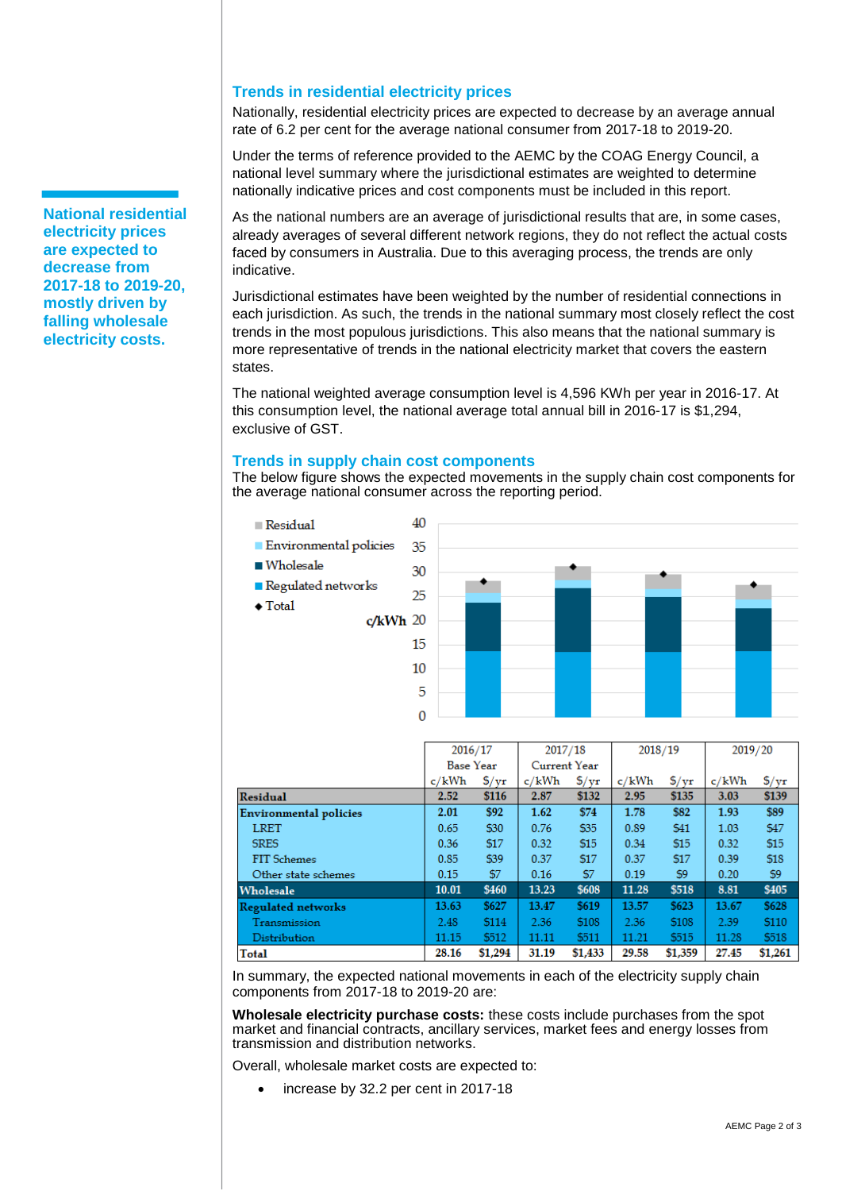National residential electricity prices are expected to decrease from 2017-18 to 2019-20, mostly driven by falling wholesale electricity costs.

## Trends in residential electricity prices

Nationally, residential electricity prices are expected to decrease by an average annual rate of 6.2 per cent for the average national consumer from 2017-18 to 2019-20.

Under the terms of reference provided to the AEMC by the COAG Energy Council, a national level summary where the jurisdictional estimates are weighted to determine nationally indicative prices and cost components must be included in this report.

As the national numbers are an average of jurisdictional results that are, in some cases, already averages of several different network regions, they do not reflect the actual costs faced by consumers in Australia. Due to this averaging process, the trends are only indicative.

Jurisdictional estimates have been weighted by the number of residential connections in each jurisdiction. As such, the trends in the national summary most closely reflect the cost trends in the most populous jurisdictions. This also means that the national summary is more representative of trends in the national electricity market that covers the eastern states.

The national weighted average consumption level is 4,596 KWh per year in 2016-17. At this consumption level, the national average total annual bill in 2016-17 is $1,294, exclusive of GST.

## Trends in supply chain cost components

The below figure shows the expected movements in the supply chain cost components for the average national consumer across the reporting period.

| | 2016/17 Base Year | | 2017/18 Current Year | | 2018/19 | | 2019/20 | |
|---|---|---|---|---|---|---|---|---|
| | c/kWh | $/yr | c/kWh | $/yr | c/kWh | $/yr | c/kWh | $/yr |
| **Residual** | 2.52 | $116 | 2.87 | $132 | 2.95 | $135 | 3.03 | $139 |
| **Environmental policies** | 2.01 | $92 | 1.62 | $74 | 1.78 | $82 | 1.93 | $89 |
| LRET | 0.65 | $30 | 0.76 | $35 | 0.89 | $41 | 1.03 | $47 |
| SRES | 0.36 | $17 | 0.32 | $15 | 0.34 | $15 | 0.32 | $15 |
| FIT Schemes | 0.85 | $39 | 0.37 | $17 | 0.37 | $17 | 0.39 | $18 |
| Other state schemes | 0.15 | $7 | 0.16 | $7 | 0.19 | $9 | 0.20 | $9 |
| **Wholesale** | 10.01 | $460 | 13.23 | $608 | 11.28 | $518 | 8.81 | $405 |
| **Regulated networks** | 13.63 | $627 | 13.47 | $619 | 13.57 | $623 | 13.67 | $628 |
| Transmission | 2.48 | $114 | 2.36 | $108 | 2.36 | $108 | 2.39 | $110 |
| Distribution | 11.15 | $512 | 11.11 | $511 | 11.21 | $515 | 11.28 | $518 |
| **Total** | 28.16 | $1,294 | 31.19 | $1,433 | 29.58 | $1,359 | 27.45 | $1,261 |

In summary, the expected national movements in each of the electricity supply chain components from 2017-18 to 2019-20 are:

**Wholesale electricity purchase costs:** these costs include purchases from the spot market and financial contracts, ancillary services, market fees and energy losses from transmission and distribution networks.

Overall, wholesale market costs are expected to:

- increase by 32.2 per cent in 2017-18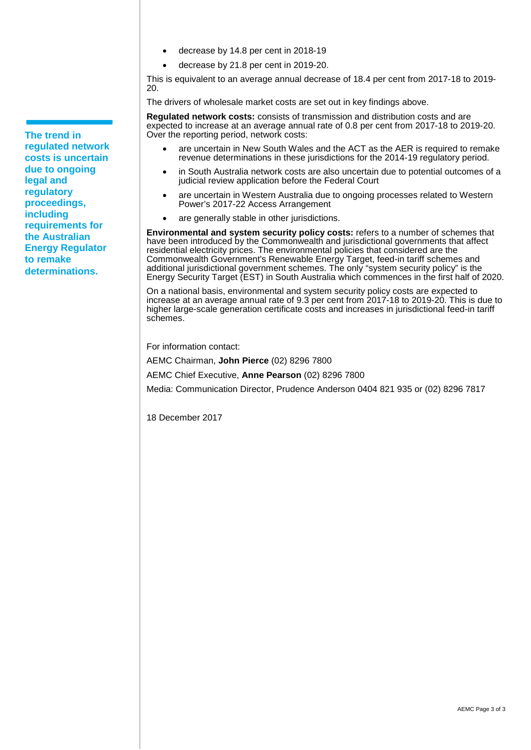**The trend in regulated network costs is uncertain due to ongoing legal and regulatory proceedings, including requirements for the Australian Energy Regulator to remake determinations.**

- decrease by 14.8 per cent in 2018-19
- decrease by 21.8 per cent in 2019-20.

This is equivalent to an average annual decrease of 18.4 per cent from 2017-18 to 2019-20.

The drivers of wholesale market costs are set out in key findings above.

**Regulated network costs:** consists of transmission and distribution costs and are expected to increase at an average annual rate of 0.8 per cent from 2017-18 to 2019-20. Over the reporting period, network costs:

- are uncertain in New South Wales and the ACT as the AER is required to remake revenue determinations in these jurisdictions for the 2014-19 regulatory period.
- in South Australia network costs are also uncertain due to potential outcomes of a judicial review application before the Federal Court
- are uncertain in Western Australia due to ongoing processes related to Western Power's 2017-22 Access Arrangement
- are generally stable in other jurisdictions.

**Environmental and system security policy costs:** refers to a number of schemes that have been introduced by the Commonwealth and jurisdictional governments that affect residential electricity prices. The environmental policies that considered are the Commonwealth Government's Renewable Energy Target, feed-in tariff schemes and additional jurisdictional government schemes. The only "system security policy" is the Energy Security Target (EST) in South Australia which commences in the first half of 2020.

On a national basis, environmental and system security policy costs are expected to increase at an average annual rate of 9.3 per cent from 2017-18 to 2019-20. This is due to higher large-scale generation certificate costs and increases in jurisdictional feed-in tariff schemes.

For information contact:

AEMC Chairman, **John Pierce** (02) 8296 7800

AEMC Chief Executive, **Anne Pearson** (02) 8296 7800

Media: Communication Director, Prudence Anderson 0404 821 935 or (02) 8296 7817

18 December 2017